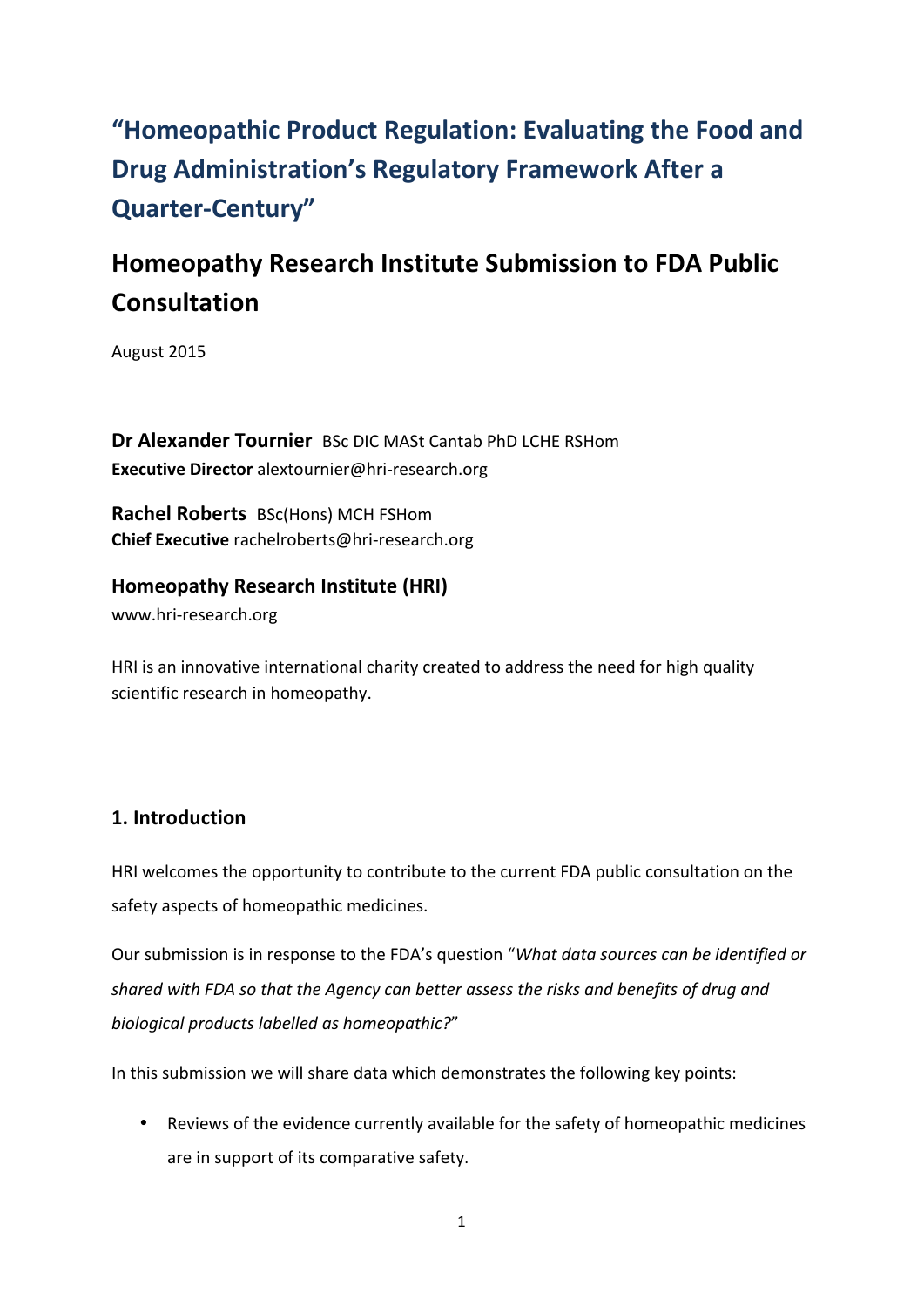# "Homeopathic Product Regulation: Evaluating the Food and Drug Administration's Regulatory Framework After a Quarter-Century"

## Homeopathy Research Institute Submission to FDA Public Consultation

August 2015

**Dr Alexander Tournier** BSc DIC MASt Cantab PhD LCHE RSHom
**Executive Director** alextournier@hri-research.org

**Rachel Roberts** BSc(Hons) MCH FSHom
**Chief Executive** rachelroberts@hri-research.org

**Homeopathy Research Institute (HRI)**
www.hri-research.org

HRI is an innovative international charity created to address the need for high quality scientific research in homeopathy.

### 1. Introduction

HRI welcomes the opportunity to contribute to the current FDA public consultation on the safety aspects of homeopathic medicines.

Our submission is in response to the FDA's question "*What data sources can be identified or shared with FDA so that the Agency can better assess the risks and benefits of drug and biological products labelled as homeopathic?*"

In this submission we will share data which demonstrates the following key points:

- Reviews of the evidence currently available for the safety of homeopathic medicines are in support of its comparative safety.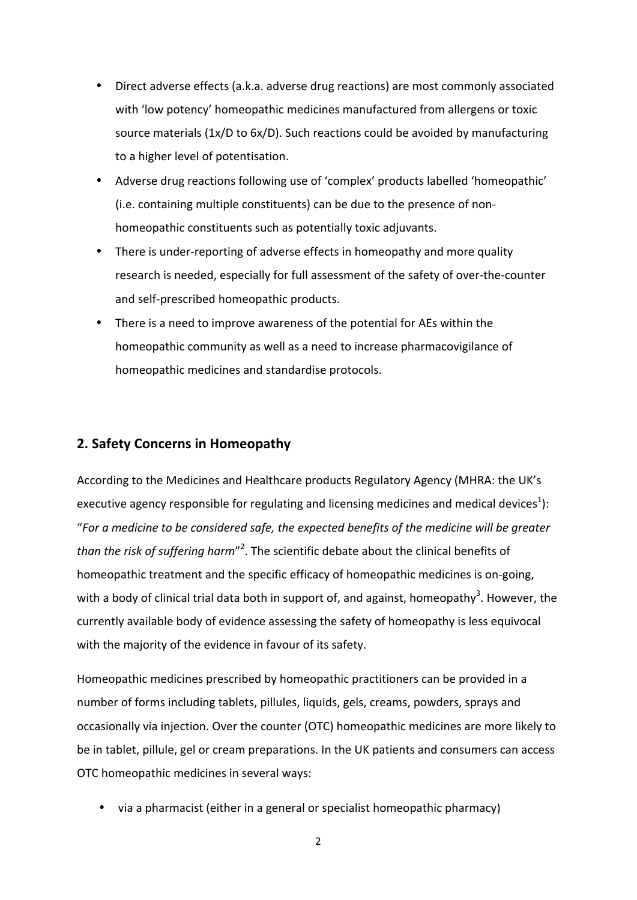- Direct adverse effects (a.k.a. adverse drug reactions) are most commonly associated with 'low potency' homeopathic medicines manufactured from allergens or toxic source materials (1x/D to 6x/D). Such reactions could be avoided by manufacturing to a higher level of potentisation.
- Adverse drug reactions following use of 'complex' products labelled 'homeopathic' (i.e. containing multiple constituents) can be due to the presence of non-homeopathic constituents such as potentially toxic adjuvants.
- There is under-reporting of adverse effects in homeopathy and more quality research is needed, especially for full assessment of the safety of over-the-counter and self-prescribed homeopathic products.
- There is a need to improve awareness of the potential for AEs within the homeopathic community as well as a need to increase pharmacovigilance of homeopathic medicines and standardise protocols.

## 2. Safety Concerns in Homeopathy

According to the Medicines and Healthcare products Regulatory Agency (MHRA: the UK's executive agency responsible for regulating and licensing medicines and medical devices[1]): "*For a medicine to be considered safe, the expected benefits of the medicine will be greater than the risk of suffering harm*"[2]. The scientific debate about the clinical benefits of homeopathic treatment and the specific efficacy of homeopathic medicines is on-going, with a body of clinical trial data both in support of, and against, homeopathy[3]. However, the currently available body of evidence assessing the safety of homeopathy is less equivocal with the majority of the evidence in favour of its safety.

Homeopathic medicines prescribed by homeopathic practitioners can be provided in a number of forms including tablets, pillules, liquids, gels, creams, powders, sprays and occasionally via injection. Over the counter (OTC) homeopathic medicines are more likely to be in tablet, pillule, gel or cream preparations. In the UK patients and consumers can access OTC homeopathic medicines in several ways:

- via a pharmacist (either in a general or specialist homeopathic pharmacy)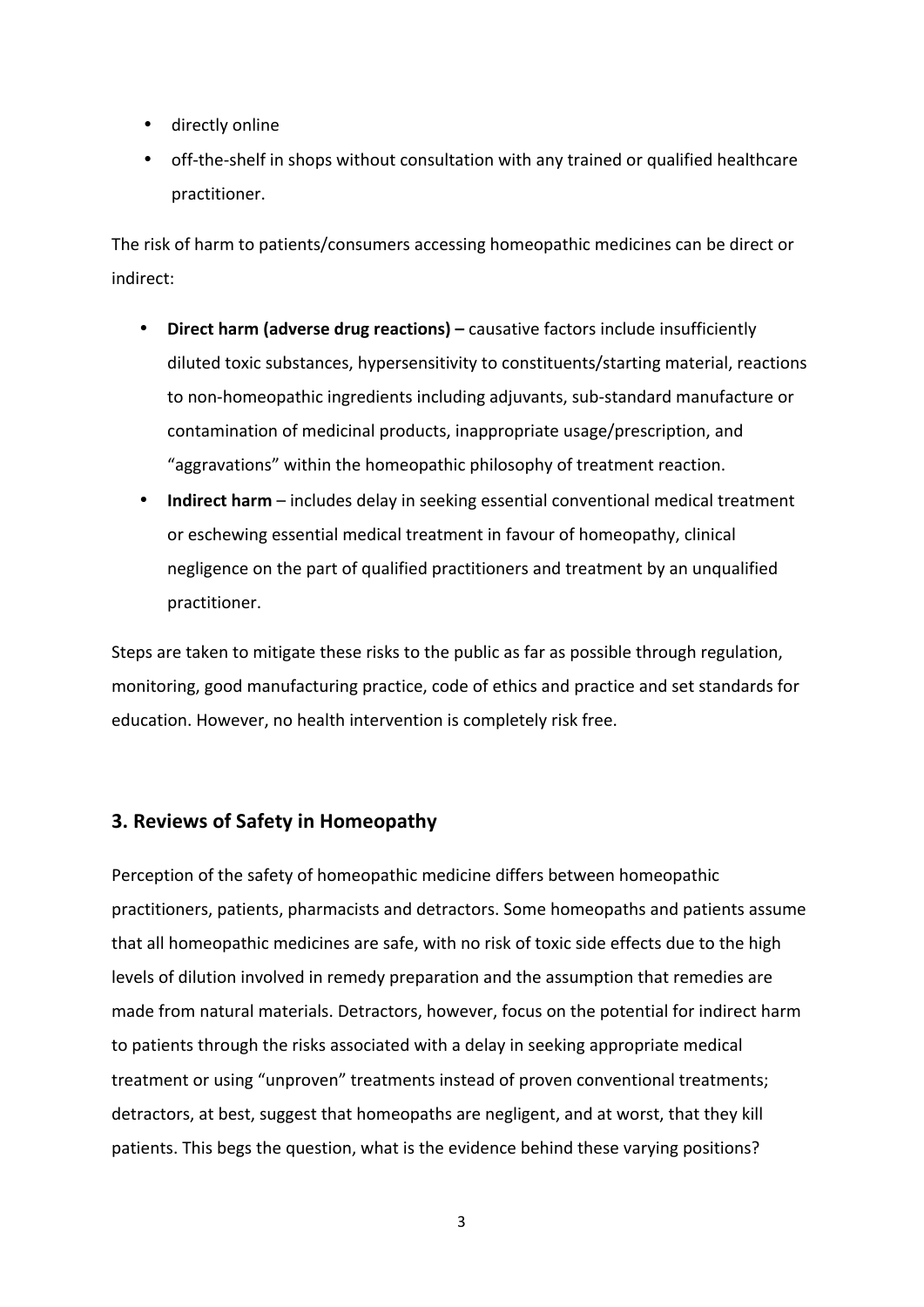- directly online
- off-the-shelf in shops without consultation with any trained or qualified healthcare practitioner.

The risk of harm to patients/consumers accessing homeopathic medicines can be direct or indirect:

- **Direct harm (adverse drug reactions) –** causative factors include insufficiently diluted toxic substances, hypersensitivity to constituents/starting material, reactions to non-homeopathic ingredients including adjuvants, sub-standard manufacture or contamination of medicinal products, inappropriate usage/prescription, and "aggravations" within the homeopathic philosophy of treatment reaction.
- **Indirect harm** – includes delay in seeking essential conventional medical treatment or eschewing essential medical treatment in favour of homeopathy, clinical negligence on the part of qualified practitioners and treatment by an unqualified practitioner.

Steps are taken to mitigate these risks to the public as far as possible through regulation, monitoring, good manufacturing practice, code of ethics and practice and set standards for education. However, no health intervention is completely risk free.

## 3. Reviews of Safety in Homeopathy

Perception of the safety of homeopathic medicine differs between homeopathic practitioners, patients, pharmacists and detractors. Some homeopaths and patients assume that all homeopathic medicines are safe, with no risk of toxic side effects due to the high levels of dilution involved in remedy preparation and the assumption that remedies are made from natural materials. Detractors, however, focus on the potential for indirect harm to patients through the risks associated with a delay in seeking appropriate medical treatment or using "unproven" treatments instead of proven conventional treatments; detractors, at best, suggest that homeopaths are negligent, and at worst, that they kill patients. This begs the question, what is the evidence behind these varying positions?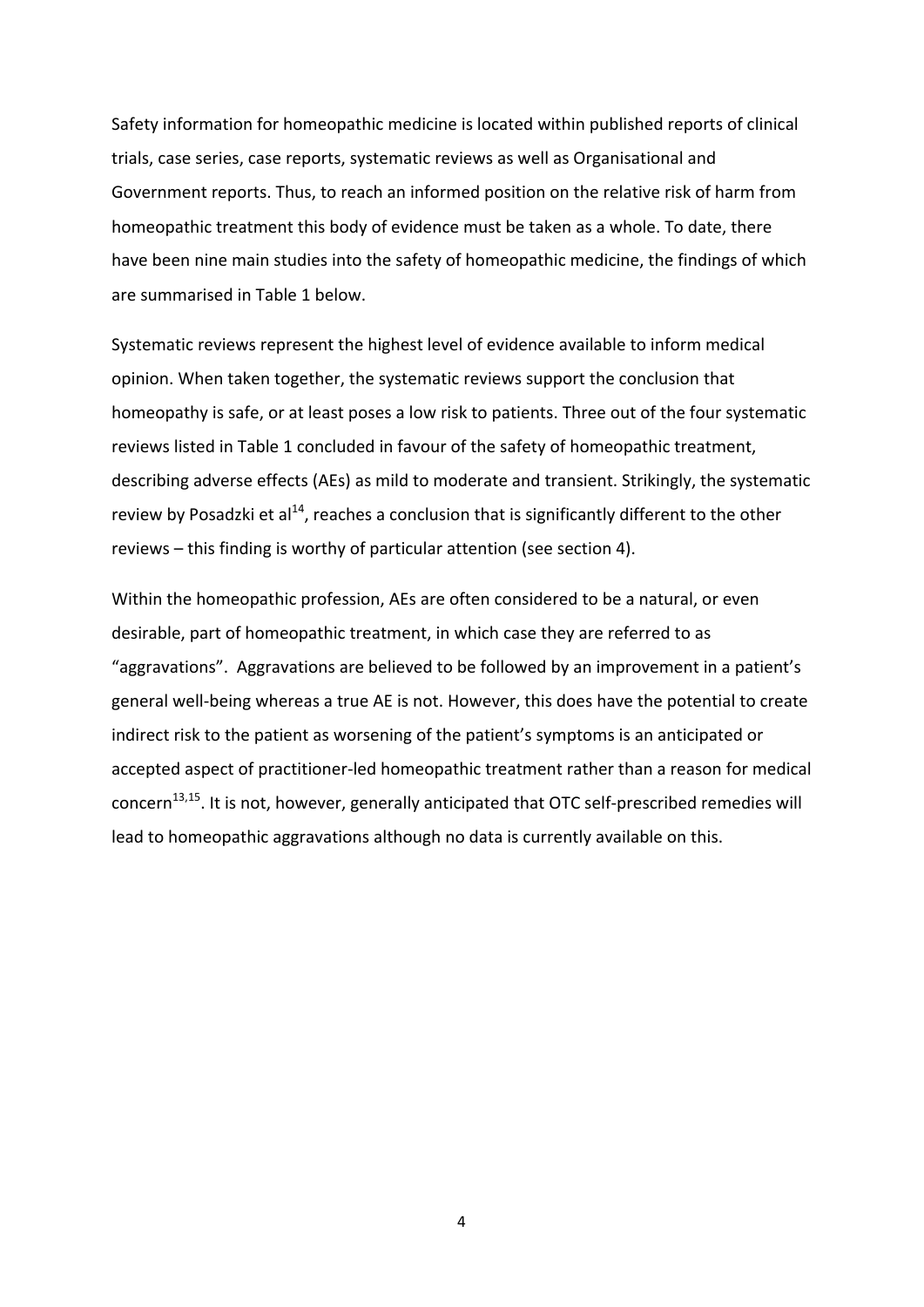Safety information for homeopathic medicine is located within published reports of clinical trials, case series, case reports, systematic reviews as well as Organisational and Government reports. Thus, to reach an informed position on the relative risk of harm from homeopathic treatment this body of evidence must be taken as a whole. To date, there have been nine main studies into the safety of homeopathic medicine, the findings of which are summarised in Table 1 below.

Systematic reviews represent the highest level of evidence available to inform medical opinion. When taken together, the systematic reviews support the conclusion that homeopathy is safe, or at least poses a low risk to patients. Three out of the four systematic reviews listed in Table 1 concluded in favour of the safety of homeopathic treatment, describing adverse effects (AEs) as mild to moderate and transient. Strikingly, the systematic review by Posadzki et al[14], reaches a conclusion that is significantly different to the other reviews – this finding is worthy of particular attention (see section 4).

Within the homeopathic profession, AEs are often considered to be a natural, or even desirable, part of homeopathic treatment, in which case they are referred to as "aggravations". Aggravations are believed to be followed by an improvement in a patient's general well-being whereas a true AE is not. However, this does have the potential to create indirect risk to the patient as worsening of the patient's symptoms is an anticipated or accepted aspect of practitioner-led homeopathic treatment rather than a reason for medical concern[13,15]. It is not, however, generally anticipated that OTC self-prescribed remedies will lead to homeopathic aggravations although no data is currently available on this.